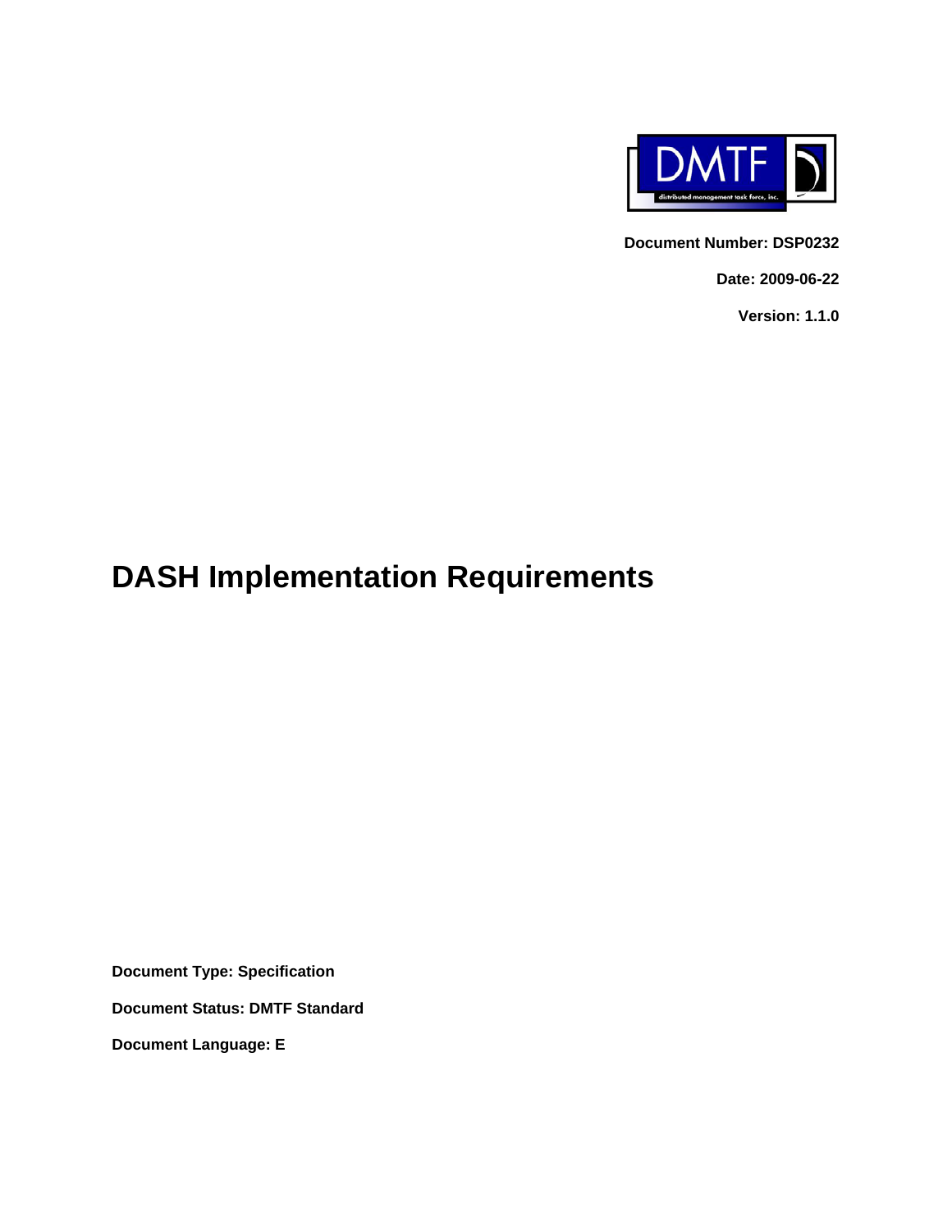Document Number: DSP0232

Date: 2009-06-22

Version: 1.1.0

# DASH Implementation Requirements

**Document Type: Specification**

**Document Status: DMTF Standard**

**Document Language: E**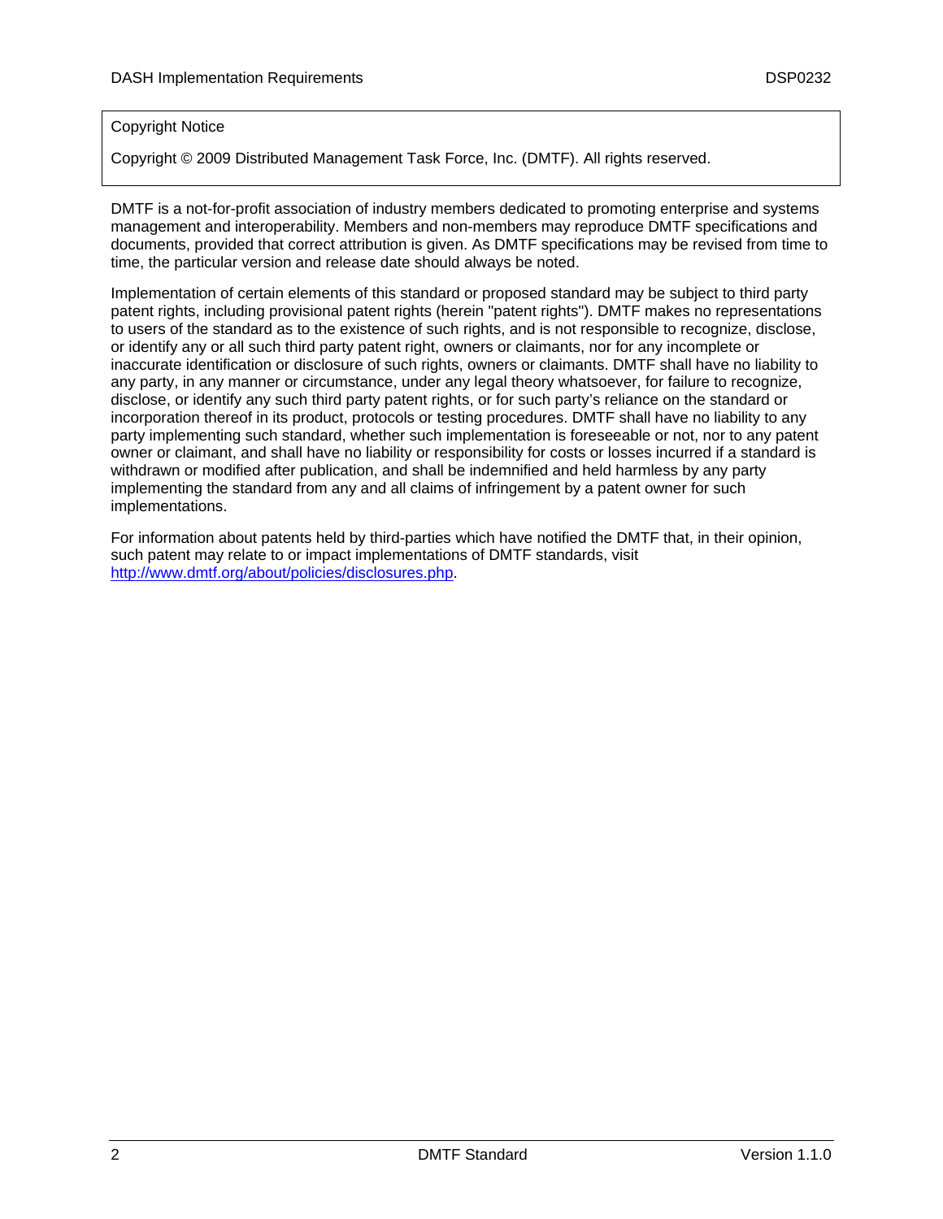Copyright Notice

Copyright © 2009 Distributed Management Task Force, Inc. (DMTF). All rights reserved.

DMTF is a not-for-profit association of industry members dedicated to promoting enterprise and systems management and interoperability. Members and non-members may reproduce DMTF specifications and documents, provided that correct attribution is given. As DMTF specifications may be revised from time to time, the particular version and release date should always be noted.

Implementation of certain elements of this standard or proposed standard may be subject to third party patent rights, including provisional patent rights (herein "patent rights"). DMTF makes no representations to users of the standard as to the existence of such rights, and is not responsible to recognize, disclose, or identify any or all such third party patent right, owners or claimants, nor for any incomplete or inaccurate identification or disclosure of such rights, owners or claimants. DMTF shall have no liability to any party, in any manner or circumstance, under any legal theory whatsoever, for failure to recognize, disclose, or identify any such third party patent rights, or for such party's reliance on the standard or incorporation thereof in its product, protocols or testing procedures. DMTF shall have no liability to any party implementing such standard, whether such implementation is foreseeable or not, nor to any patent owner or claimant, and shall have no liability or responsibility for costs or losses incurred if a standard is withdrawn or modified after publication, and shall be indemnified and held harmless by any party implementing the standard from any and all claims of infringement by a patent owner for such implementations.

For information about patents held by third-parties which have notified the DMTF that, in their opinion, such patent may relate to or impact implementations of DMTF standards, visit http://www.dmtf.org/about/policies/disclosures.php.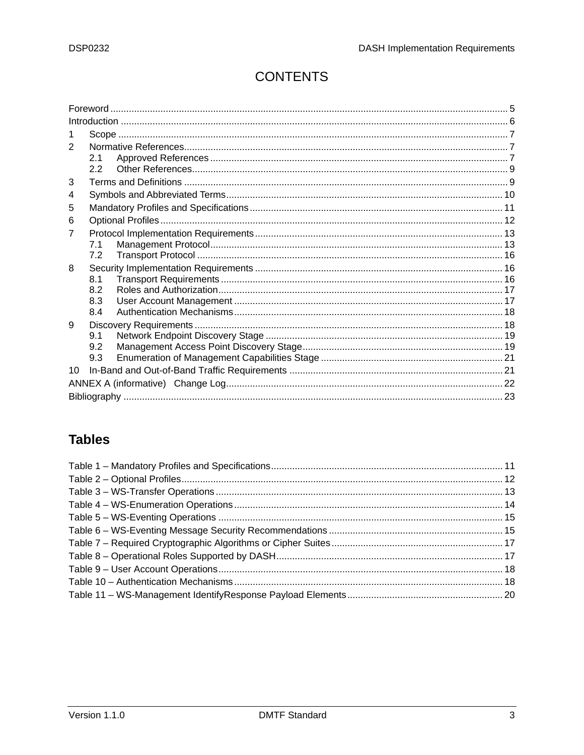# CONTENTS

Foreword ..... 5
Introduction ..... 6
1 Scope ..... 7
2 Normative References ..... 7
  2.1 Approved References ..... 7
  2.2 Other References ..... 9
3 Terms and Definitions ..... 9
4 Symbols and Abbreviated Terms ..... 10
5 Mandatory Profiles and Specifications ..... 11
6 Optional Profiles ..... 12
7 Protocol Implementation Requirements ..... 13
  7.1 Management Protocol ..... 13
  7.2 Transport Protocol ..... 16
8 Security Implementation Requirements ..... 16
  8.1 Transport Requirements ..... 16
  8.2 Roles and Authorization ..... 17
  8.3 User Account Management ..... 17
  8.4 Authentication Mechanisms ..... 18
9 Discovery Requirements ..... 18
  9.1 Network Endpoint Discovery Stage ..... 19
  9.2 Management Access Point Discovery Stage ..... 19
  9.3 Enumeration of Management Capabilities Stage ..... 21
10 In-Band and Out-of-Band Traffic Requirements ..... 21
ANNEX A (informative) Change Log ..... 22
Bibliography ..... 23

## Tables

Table 1 – Mandatory Profiles and Specifications ..... 11
Table 2 – Optional Profiles ..... 12
Table 3 – WS-Transfer Operations ..... 13
Table 4 – WS-Enumeration Operations ..... 14
Table 5 – WS-Eventing Operations ..... 15
Table 6 – WS-Eventing Message Security Recommendations ..... 15
Table 7 – Required Cryptographic Algorithms or Cipher Suites ..... 17
Table 8 – Operational Roles Supported by DASH ..... 17
Table 9 – User Account Operations ..... 18
Table 10 – Authentication Mechanisms ..... 18
Table 11 – WS-Management IdentifyResponse Payload Elements ..... 20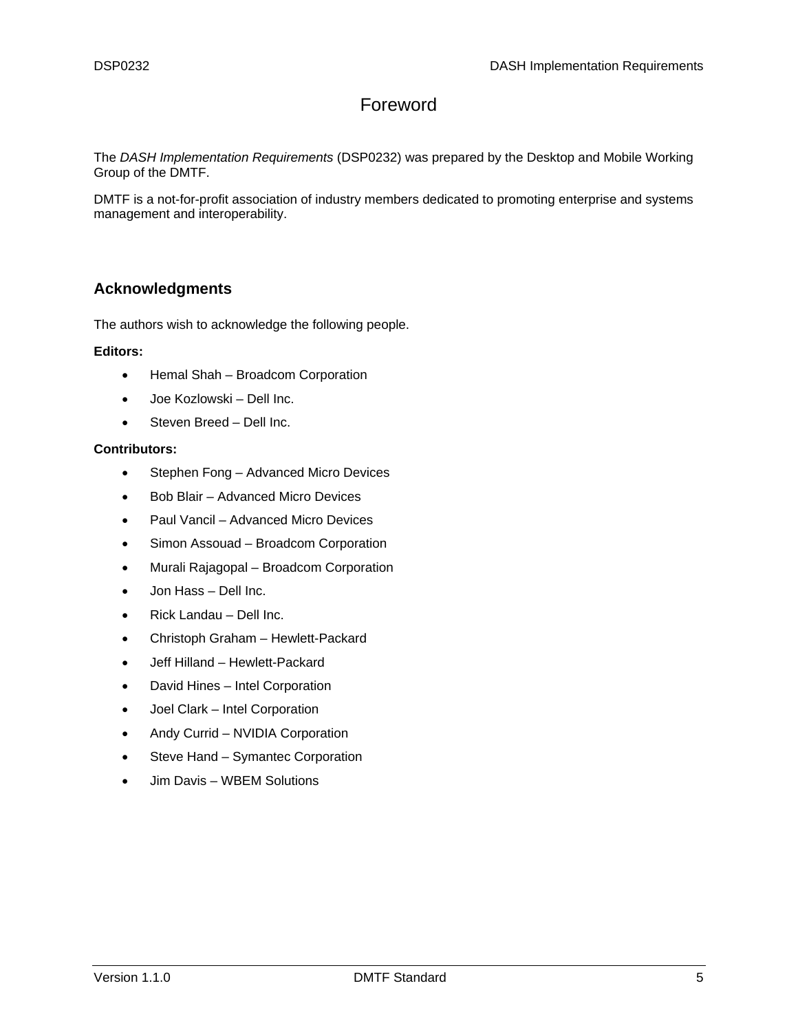# Foreword

The *DASH Implementation Requirements* (DSP0232) was prepared by the Desktop and Mobile Working Group of the DMTF.

DMTF is a not-for-profit association of industry members dedicated to promoting enterprise and systems management and interoperability.

## Acknowledgments

The authors wish to acknowledge the following people.

**Editors:**

- Hemal Shah – Broadcom Corporation
- Joe Kozlowski – Dell Inc.
- Steven Breed – Dell Inc.

**Contributors:**

- Stephen Fong – Advanced Micro Devices
- Bob Blair – Advanced Micro Devices
- Paul Vancil – Advanced Micro Devices
- Simon Assouad – Broadcom Corporation
- Murali Rajagopal – Broadcom Corporation
- Jon Hass – Dell Inc.
- Rick Landau – Dell Inc.
- Christoph Graham – Hewlett-Packard
- Jeff Hilland – Hewlett-Packard
- David Hines – Intel Corporation
- Joel Clark – Intel Corporation
- Andy Currid – NVIDIA Corporation
- Steve Hand – Symantec Corporation
- Jim Davis – WBEM Solutions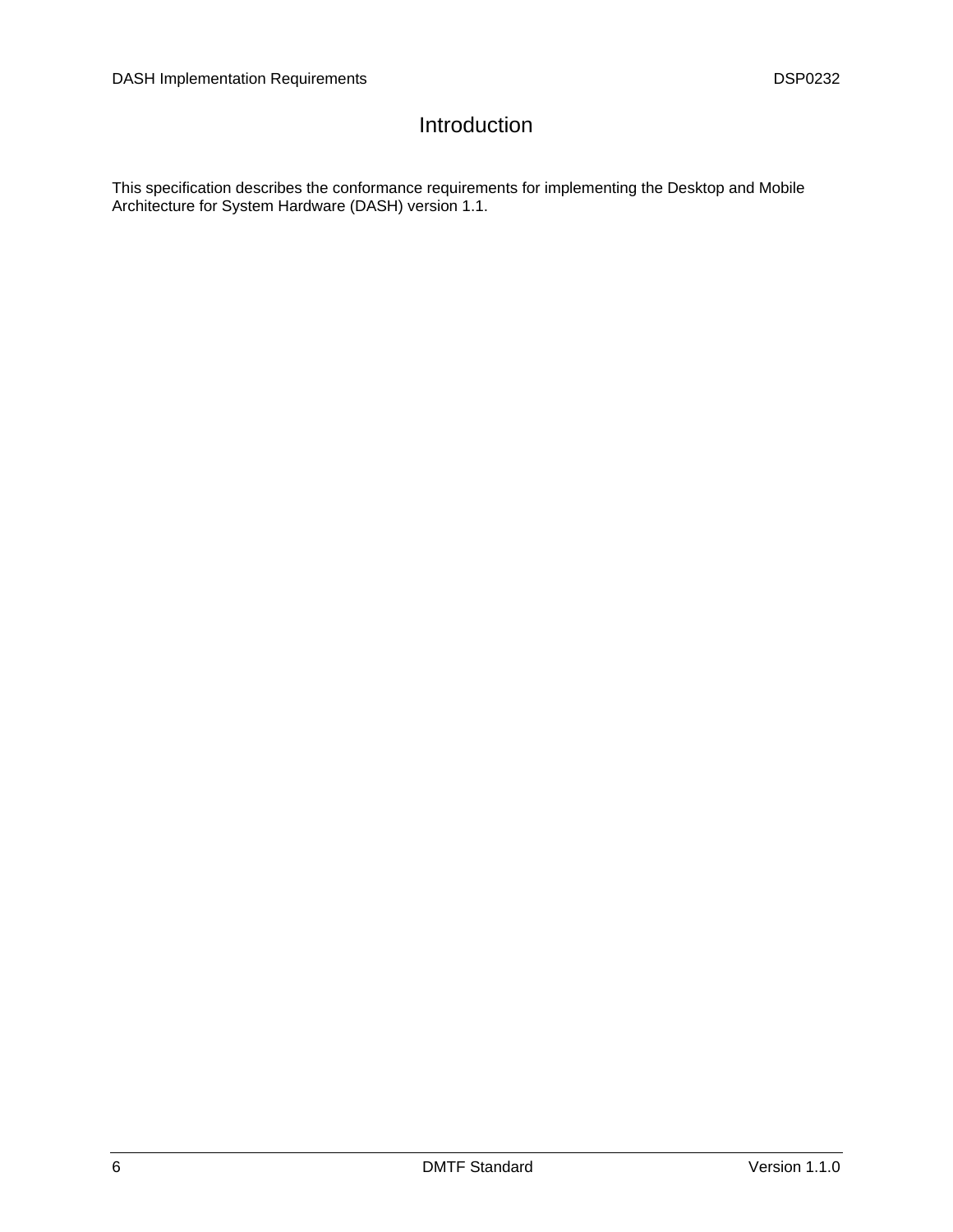# Introduction

This specification describes the conformance requirements for implementing the Desktop and Mobile Architecture for System Hardware (DASH) version 1.1.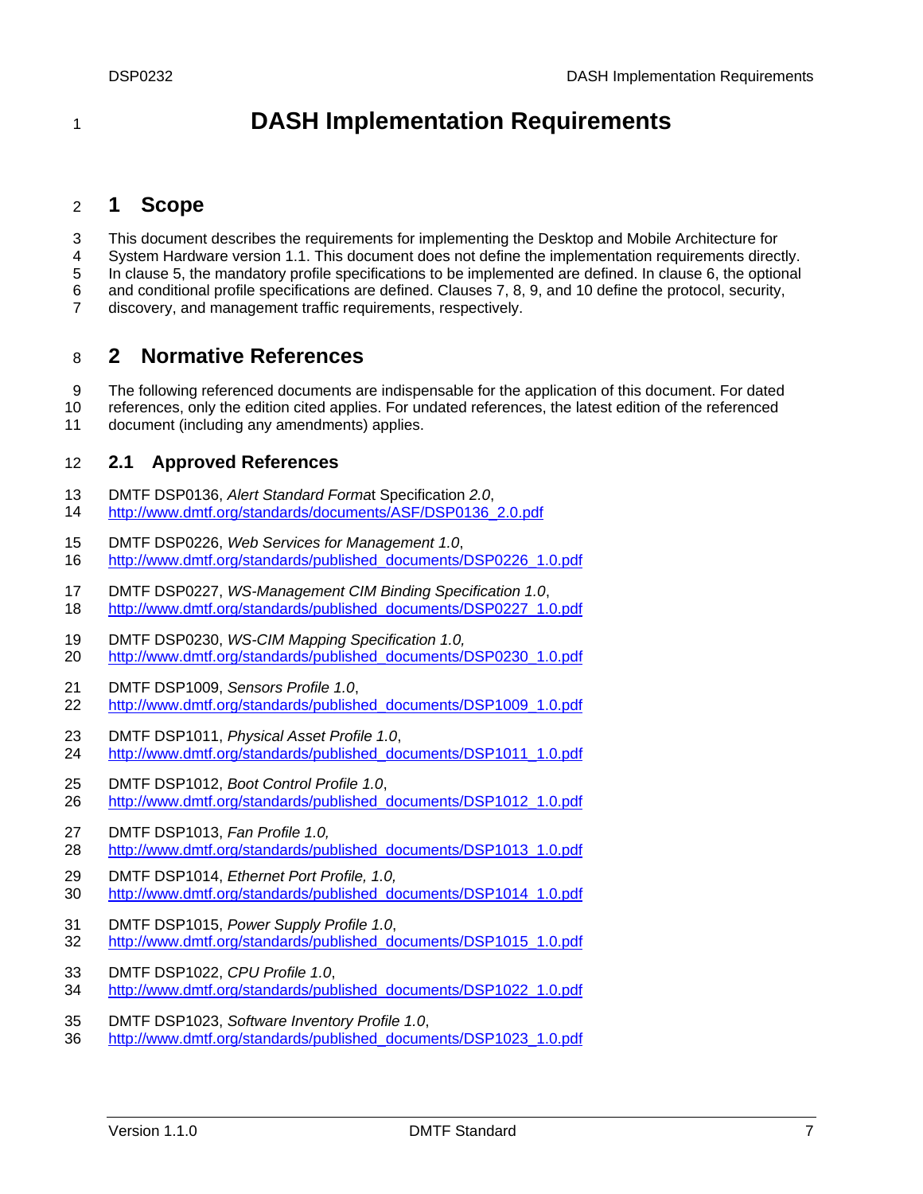# DASH Implementation Requirements

## 1 Scope

This document describes the requirements for implementing the Desktop and Mobile Architecture for System Hardware version 1.1. This document does not define the implementation requirements directly. In clause 5, the mandatory profile specifications to be implemented are defined. In clause 6, the optional and conditional profile specifications are defined. Clauses 7, 8, 9, and 10 define the protocol, security, discovery, and management traffic requirements, respectively.

## 2 Normative References

The following referenced documents are indispensable for the application of this document. For dated references, only the edition cited applies. For undated references, the latest edition of the referenced document (including any amendments) applies.

### 2.1 Approved References

DMTF DSP0136, *Alert Standard Forma*t Specification *2.0*, http://www.dmtf.org/standards/documents/ASF/DSP0136_2.0.pdf

DMTF DSP0226, *Web Services for Management 1.0*, http://www.dmtf.org/standards/published_documents/DSP0226_1.0.pdf

DMTF DSP0227, *WS-Management CIM Binding Specification 1.0*, http://www.dmtf.org/standards/published_documents/DSP0227_1.0.pdf

DMTF DSP0230, *WS-CIM Mapping Specification 1.0,* http://www.dmtf.org/standards/published_documents/DSP0230_1.0.pdf

DMTF DSP1009, *Sensors Profile 1.0*, http://www.dmtf.org/standards/published_documents/DSP1009_1.0.pdf

DMTF DSP1011, *Physical Asset Profile 1.0*, http://www.dmtf.org/standards/published_documents/DSP1011_1.0.pdf

DMTF DSP1012, *Boot Control Profile 1.0*, http://www.dmtf.org/standards/published_documents/DSP1012_1.0.pdf

DMTF DSP1013, *Fan Profile 1.0,* http://www.dmtf.org/standards/published_documents/DSP1013_1.0.pdf

DMTF DSP1014, *Ethernet Port Profile, 1.0,* http://www.dmtf.org/standards/published_documents/DSP1014_1.0.pdf

DMTF DSP1015, *Power Supply Profile 1.0*, http://www.dmtf.org/standards/published_documents/DSP1015_1.0.pdf

DMTF DSP1022, *CPU Profile 1.0*, http://www.dmtf.org/standards/published_documents/DSP1022_1.0.pdf

DMTF DSP1023, *Software Inventory Profile 1.0*, http://www.dmtf.org/standards/published_documents/DSP1023_1.0.pdf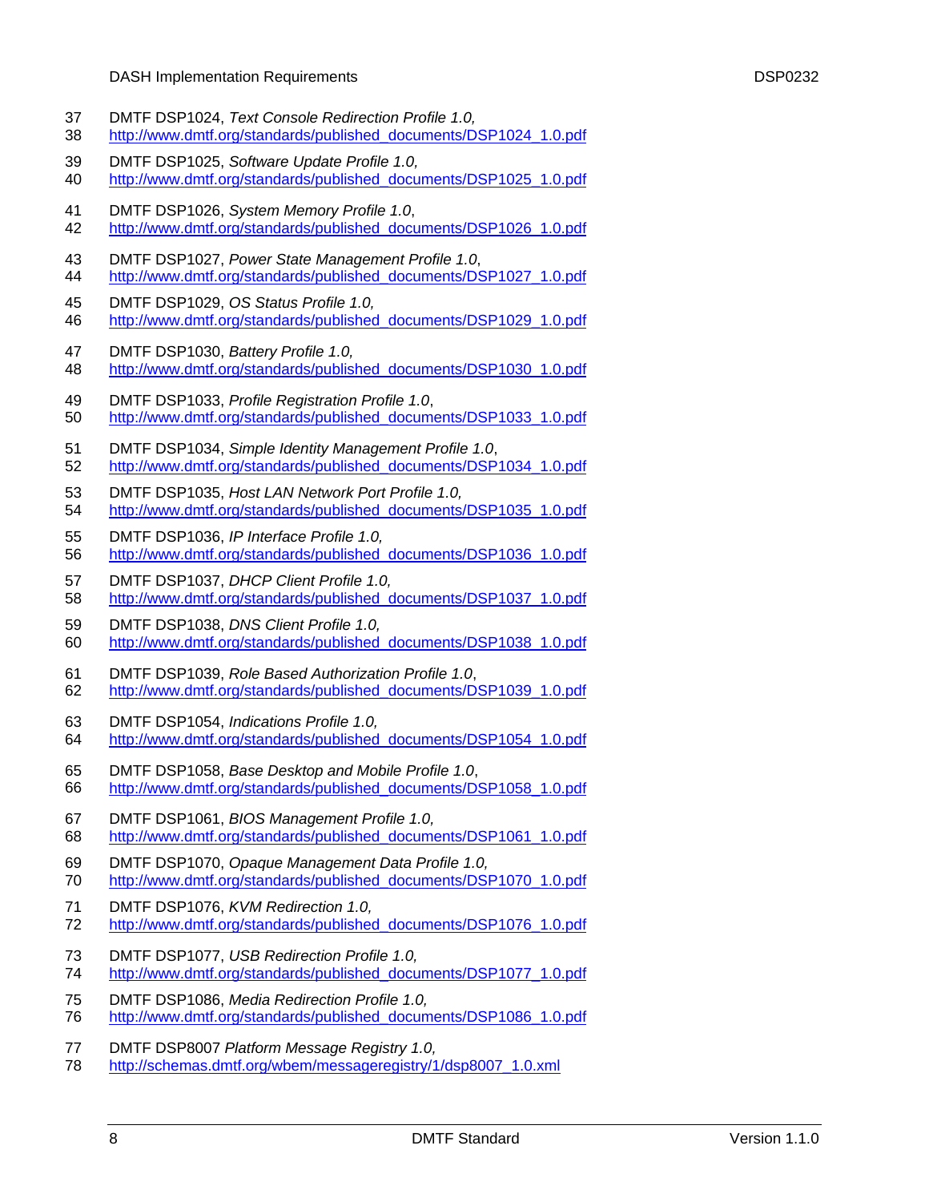DMTF DSP1024, *Text Console Redirection Profile 1.0,*
http://www.dmtf.org/standards/published_documents/DSP1024_1.0.pdf

DMTF DSP1025, *Software Update Profile 1.0,*
http://www.dmtf.org/standards/published_documents/DSP1025_1.0.pdf

DMTF DSP1026, *System Memory Profile 1.0*,
http://www.dmtf.org/standards/published_documents/DSP1026_1.0.pdf

DMTF DSP1027, *Power State Management Profile 1.0*,
http://www.dmtf.org/standards/published_documents/DSP1027_1.0.pdf

DMTF DSP1029, *OS Status Profile 1.0,*
http://www.dmtf.org/standards/published_documents/DSP1029_1.0.pdf

DMTF DSP1030, *Battery Profile 1.0,*
http://www.dmtf.org/standards/published_documents/DSP1030_1.0.pdf

DMTF DSP1033, *Profile Registration Profile 1.0*,
http://www.dmtf.org/standards/published_documents/DSP1033_1.0.pdf

DMTF DSP1034, *Simple Identity Management Profile 1.0*,
http://www.dmtf.org/standards/published_documents/DSP1034_1.0.pdf

DMTF DSP1035, *Host LAN Network Port Profile 1.0,*
http://www.dmtf.org/standards/published_documents/DSP1035_1.0.pdf

DMTF DSP1036, *IP Interface Profile 1.0,*
http://www.dmtf.org/standards/published_documents/DSP1036_1.0.pdf

DMTF DSP1037, *DHCP Client Profile 1.0,*
http://www.dmtf.org/standards/published_documents/DSP1037_1.0.pdf

DMTF DSP1038, *DNS Client Profile 1.0,*
http://www.dmtf.org/standards/published_documents/DSP1038_1.0.pdf

DMTF DSP1039, *Role Based Authorization Profile 1.0*,
http://www.dmtf.org/standards/published_documents/DSP1039_1.0.pdf

DMTF DSP1054, *Indications Profile 1.0,*
http://www.dmtf.org/standards/published_documents/DSP1054_1.0.pdf

DMTF DSP1058, *Base Desktop and Mobile Profile 1.0*,
http://www.dmtf.org/standards/published_documents/DSP1058_1.0.pdf

DMTF DSP1061, *BIOS Management Profile 1.0,*
http://www.dmtf.org/standards/published_documents/DSP1061_1.0.pdf

DMTF DSP1070, *Opaque Management Data Profile 1.0,*
http://www.dmtf.org/standards/published_documents/DSP1070_1.0.pdf

DMTF DSP1076, *KVM Redirection 1.0,*
http://www.dmtf.org/standards/published_documents/DSP1076_1.0.pdf

DMTF DSP1077, *USB Redirection Profile 1.0,*
http://www.dmtf.org/standards/published_documents/DSP1077_1.0.pdf

DMTF DSP1086, *Media Redirection Profile 1.0,*
http://www.dmtf.org/standards/published_documents/DSP1086_1.0.pdf

DMTF DSP8007 *Platform Message Registry 1.0,*
http://schemas.dmtf.org/wbem/messageregistry/1/dsp8007_1.0.xml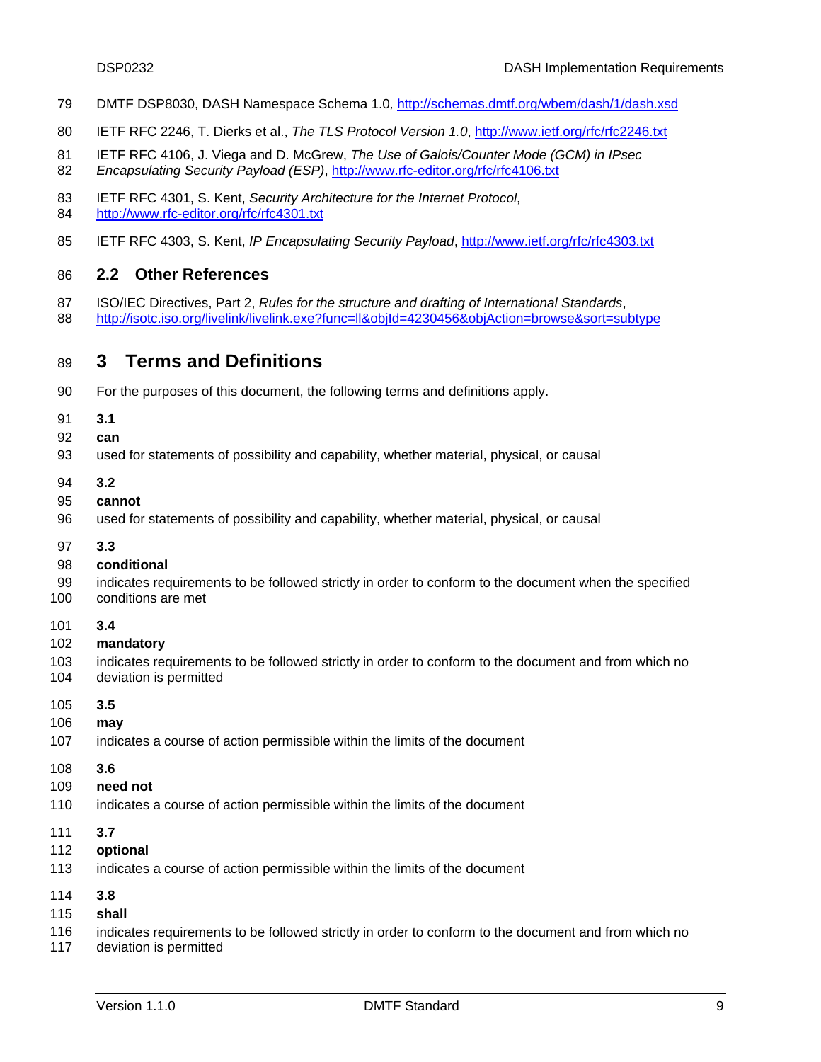DMTF DSP8030, DASH Namespace Schema 1.0, http://schemas.dmtf.org/wbem/dash/1/dash.xsd

IETF RFC 2246, T. Dierks et al., *The TLS Protocol Version 1.0*, http://www.ietf.org/rfc/rfc2246.txt

IETF RFC 4106, J. Viega and D. McGrew, *The Use of Galois/Counter Mode (GCM) in IPsec Encapsulating Security Payload (ESP)*, http://www.rfc-editor.org/rfc/rfc4106.txt

IETF RFC 4301, S. Kent, *Security Architecture for the Internet Protocol*, http://www.rfc-editor.org/rfc/rfc4301.txt

IETF RFC 4303, S. Kent, *IP Encapsulating Security Payload*, http://www.ietf.org/rfc/rfc4303.txt

## 2.2 Other References

ISO/IEC Directives, Part 2, *Rules for the structure and drafting of International Standards*, http://isotc.iso.org/livelink/livelink.exe?func=ll&objId=4230456&objAction=browse&sort=subtype

# 3 Terms and Definitions

For the purposes of this document, the following terms and definitions apply.

**3.1**

**can**

used for statements of possibility and capability, whether material, physical, or causal

**3.2**

**cannot**

used for statements of possibility and capability, whether material, physical, or causal

**3.3**

**conditional**

indicates requirements to be followed strictly in order to conform to the document when the specified conditions are met

**3.4**

**mandatory**

indicates requirements to be followed strictly in order to conform to the document and from which no deviation is permitted

**3.5**

**may**

indicates a course of action permissible within the limits of the document

**3.6**

**need not**

indicates a course of action permissible within the limits of the document

**3.7**

**optional**

indicates a course of action permissible within the limits of the document

**3.8**

**shall**

indicates requirements to be followed strictly in order to conform to the document and from which no deviation is permitted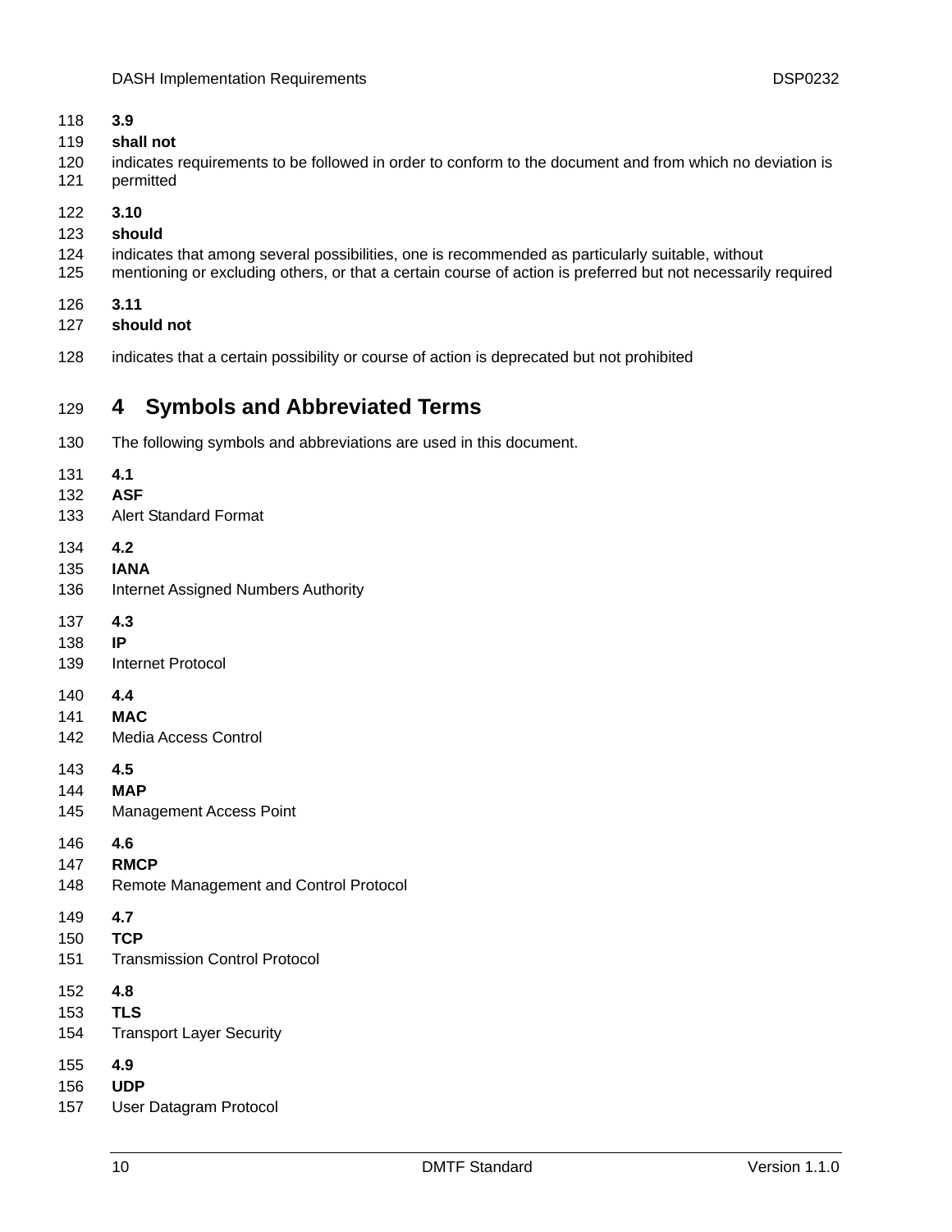**3.9**

**shall not**

indicates requirements to be followed in order to conform to the document and from which no deviation is permitted

**3.10**

**should**

indicates that among several possibilities, one is recommended as particularly suitable, without mentioning or excluding others, or that a certain course of action is preferred but not necessarily required

**3.11**

**should not**

indicates that a certain possibility or course of action is deprecated but not prohibited

# 4 Symbols and Abbreviated Terms

The following symbols and abbreviations are used in this document.

**4.1**

**ASF**

Alert Standard Format

**4.2**

**IANA**

Internet Assigned Numbers Authority

**4.3**

**IP**

Internet Protocol

**4.4**

**MAC**

Media Access Control

**4.5**

**MAP**

Management Access Point

**4.6**

**RMCP**

Remote Management and Control Protocol

**4.7**

**TCP**

Transmission Control Protocol

**4.8**

**TLS**

Transport Layer Security

**4.9**

**UDP**

User Datagram Protocol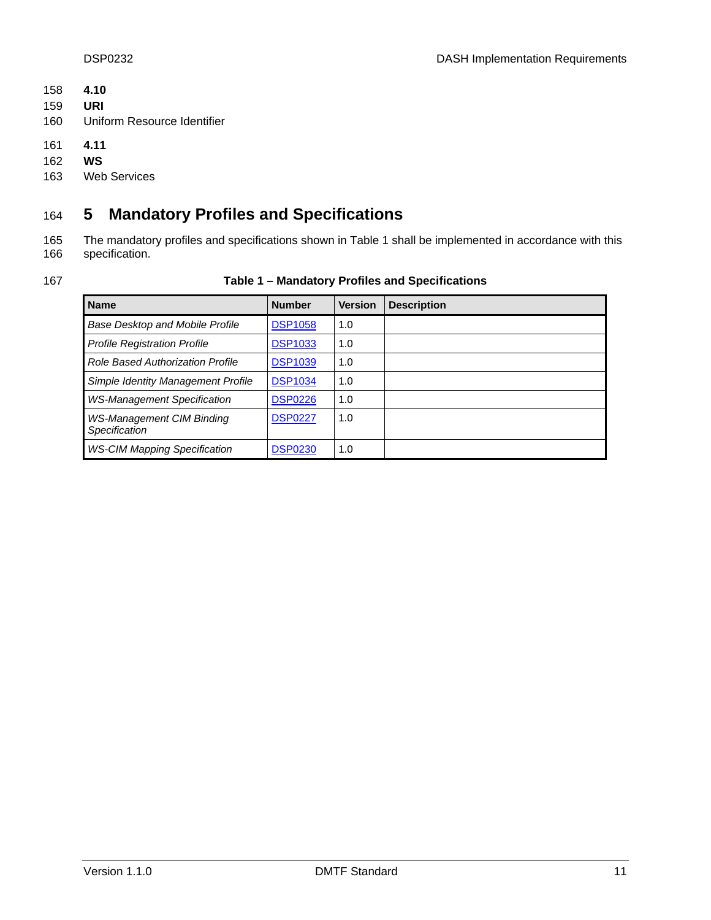### 4.10

**URI**

Uniform Resource Identifier

### 4.11

**WS**

Web Services

# 5 Mandatory Profiles and Specifications

The mandatory profiles and specifications shown in Table 1 shall be implemented in accordance with this specification.

**Table 1 – Mandatory Profiles and Specifications**

| Name | Number | Version | Description |
|---|---|---|---|
| *Base Desktop and Mobile Profile* | DSP1058 | 1.0 | |
| *Profile Registration Profile* | DSP1033 | 1.0 | |
| *Role Based Authorization Profile* | DSP1039 | 1.0 | |
| *Simple Identity Management Profile* | DSP1034 | 1.0 | |
| *WS-Management Specification* | DSP0226 | 1.0 | |
| *WS-Management CIM Binding Specification* | DSP0227 | 1.0 | |
| *WS-CIM Mapping Specification* | DSP0230 | 1.0 | |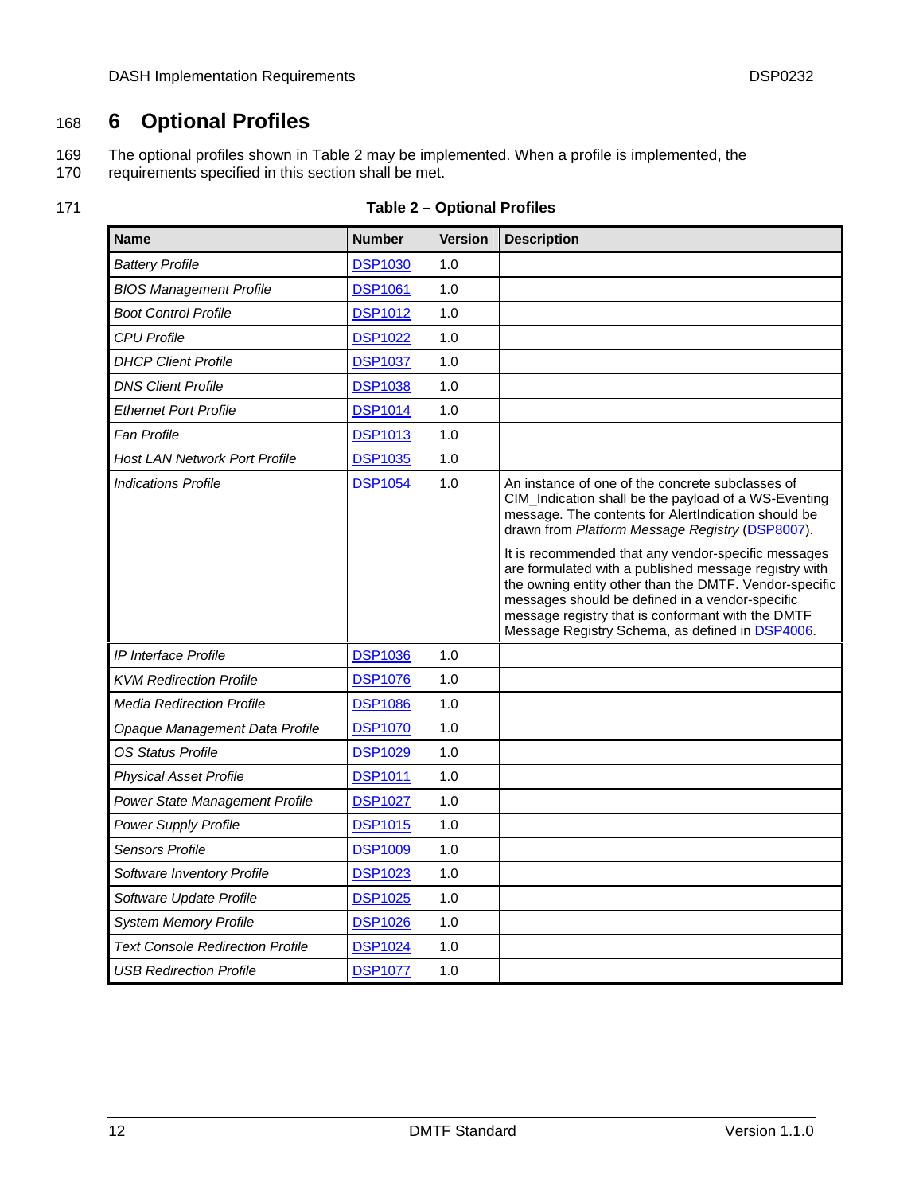# 6 Optional Profiles

The optional profiles shown in Table 2 may be implemented. When a profile is implemented, the requirements specified in this section shall be met.

**Table 2 – Optional Profiles**

| Name | Number | Version | Description |
|---|---|---|---|
| *Battery Profile* | DSP1030 | 1.0 | |
| *BIOS Management Profile* | DSP1061 | 1.0 | |
| *Boot Control Profile* | DSP1012 | 1.0 | |
| *CPU Profile* | DSP1022 | 1.0 | |
| *DHCP Client Profile* | DSP1037 | 1.0 | |
| *DNS Client Profile* | DSP1038 | 1.0 | |
| *Ethernet Port Profile* | DSP1014 | 1.0 | |
| *Fan Profile* | DSP1013 | 1.0 | |
| *Host LAN Network Port Profile* | DSP1035 | 1.0 | |
| *Indications Profile* | DSP1054 | 1.0 | An instance of one of the concrete subclasses of CIM_Indication shall be the payload of a WS-Eventing message. The contents for AlertIndication should be drawn from *Platform Message Registry* (DSP8007).<br><br>It is recommended that any vendor-specific messages are formulated with a published message registry with the owning entity other than the DMTF. Vendor-specific messages should be defined in a vendor-specific message registry that is conformant with the DMTF Message Registry Schema, as defined in DSP4006. |
| *IP Interface Profile* | DSP1036 | 1.0 | |
| *KVM Redirection Profile* | DSP1076 | 1.0 | |
| *Media Redirection Profile* | DSP1086 | 1.0 | |
| *Opaque Management Data Profile* | DSP1070 | 1.0 | |
| *OS Status Profile* | DSP1029 | 1.0 | |
| *Physical Asset Profile* | DSP1011 | 1.0 | |
| *Power State Management Profile* | DSP1027 | 1.0 | |
| *Power Supply Profile* | DSP1015 | 1.0 | |
| *Sensors Profile* | DSP1009 | 1.0 | |
| *Software Inventory Profile* | DSP1023 | 1.0 | |
| *Software Update Profile* | DSP1025 | 1.0 | |
| *System Memory Profile* | DSP1026 | 1.0 | |
| *Text Console Redirection Profile* | DSP1024 | 1.0 | |
| *USB Redirection Profile* | DSP1077 | 1.0 | |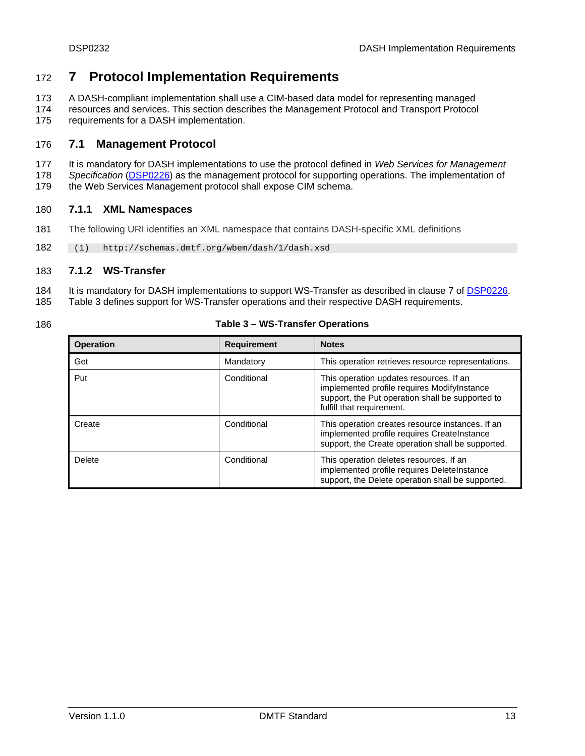# 7 Protocol Implementation Requirements

A DASH-compliant implementation shall use a CIM-based data model for representing managed resources and services. This section describes the Management Protocol and Transport Protocol requirements for a DASH implementation.

## 7.1 Management Protocol

It is mandatory for DASH implementations to use the protocol defined in *Web Services for Management Specification* (DSP0226) as the management protocol for supporting operations. The implementation of the Web Services Management protocol shall expose CIM schema.

### 7.1.1 XML Namespaces

The following URI identifies an XML namespace that contains DASH-specific XML definitions

```
(1)  http://schemas.dmtf.org/wbem/dash/1/dash.xsd
```

### 7.1.2 WS-Transfer

It is mandatory for DASH implementations to support WS-Transfer as described in clause 7 of DSP0226. Table 3 defines support for WS-Transfer operations and their respective DASH requirements.

**Table 3 – WS-Transfer Operations**

| Operation | Requirement | Notes |
|---|---|---|
| Get | Mandatory | This operation retrieves resource representations. |
| Put | Conditional | This operation updates resources. If an implemented profile requires ModifyInstance support, the Put operation shall be supported to fulfill that requirement. |
| Create | Conditional | This operation creates resource instances. If an implemented profile requires CreateInstance support, the Create operation shall be supported. |
| Delete | Conditional | This operation deletes resources. If an implemented profile requires DeleteInstance support, the Delete operation shall be supported. |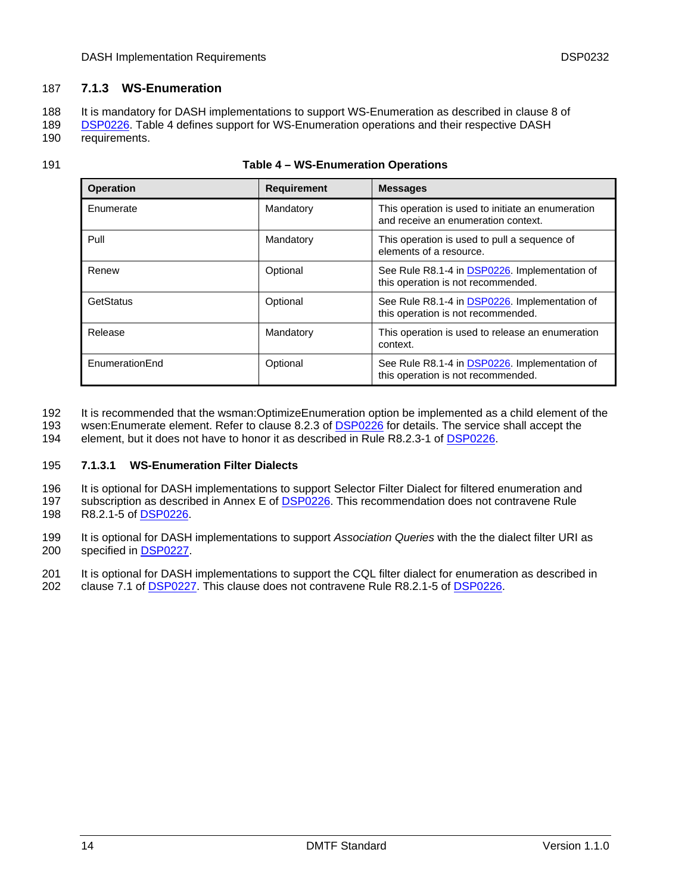### 7.1.3 WS-Enumeration

It is mandatory for DASH implementations to support WS-Enumeration as described in clause 8 of DSP0226. Table 4 defines support for WS-Enumeration operations and their respective DASH requirements.

**Table 4 – WS-Enumeration Operations**

| Operation | Requirement | Messages |
|---|---|---|
| Enumerate | Mandatory | This operation is used to initiate an enumeration and receive an enumeration context. |
| Pull | Mandatory | This operation is used to pull a sequence of elements of a resource. |
| Renew | Optional | See Rule R8.1-4 in DSP0226. Implementation of this operation is not recommended. |
| GetStatus | Optional | See Rule R8.1-4 in DSP0226. Implementation of this operation is not recommended. |
| Release | Mandatory | This operation is used to release an enumeration context. |
| EnumerationEnd | Optional | See Rule R8.1-4 in DSP0226. Implementation of this operation is not recommended. |

It is recommended that the wsman:OptimizeEnumeration option be implemented as a child element of the wsen:Enumerate element. Refer to clause 8.2.3 of DSP0226 for details. The service shall accept the element, but it does not have to honor it as described in Rule R8.2.3-1 of DSP0226.

#### 7.1.3.1 WS-Enumeration Filter Dialects

It is optional for DASH implementations to support Selector Filter Dialect for filtered enumeration and subscription as described in Annex E of DSP0226. This recommendation does not contravene Rule R8.2.1-5 of DSP0226.

It is optional for DASH implementations to support *Association Queries* with the the dialect filter URI as specified in DSP0227.

It is optional for DASH implementations to support the CQL filter dialect for enumeration as described in clause 7.1 of DSP0227. This clause does not contravene Rule R8.2.1-5 of DSP0226.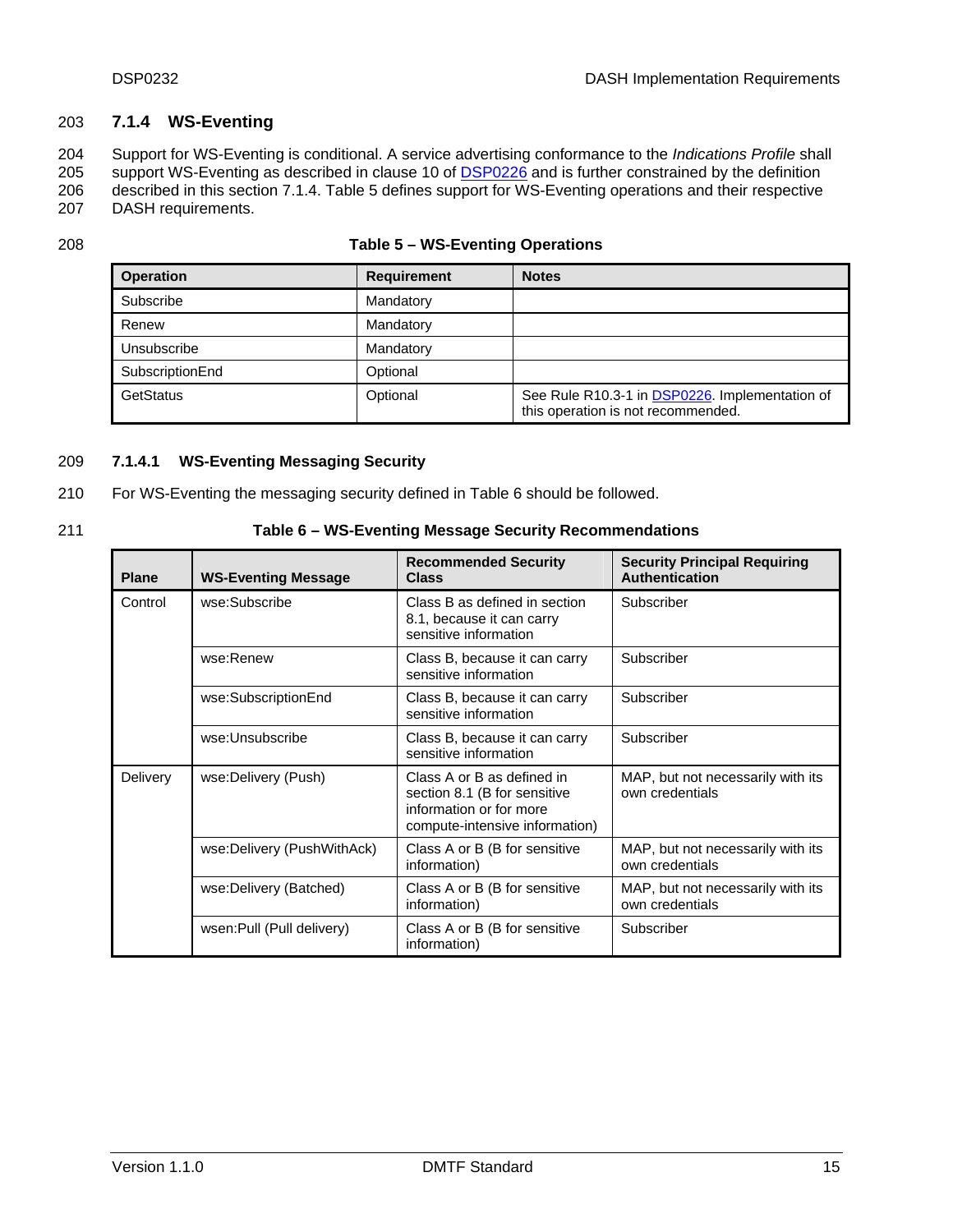### 7.1.4 WS-Eventing

Support for WS-Eventing is conditional. A service advertising conformance to the *Indications Profile* shall support WS-Eventing as described in clause 10 of DSP0226 and is further constrained by the definition described in this section 7.1.4. Table 5 defines support for WS-Eventing operations and their respective DASH requirements.

**Table 5 – WS-Eventing Operations**

| Operation | Requirement | Notes |
|---|---|---|
| Subscribe | Mandatory | |
| Renew | Mandatory | |
| Unsubscribe | Mandatory | |
| SubscriptionEnd | Optional | |
| GetStatus | Optional | See Rule R10.3-1 in DSP0226. Implementation of this operation is not recommended. |

#### 7.1.4.1 WS-Eventing Messaging Security

For WS-Eventing the messaging security defined in Table 6 should be followed.

**Table 6 – WS-Eventing Message Security Recommendations**

| Plane | WS-Eventing Message | Recommended Security Class | Security Principal Requiring Authentication |
|---|---|---|---|
| Control | wse:Subscribe | Class B as defined in section 8.1, because it can carry sensitive information | Subscriber |
| | wse:Renew | Class B, because it can carry sensitive information | Subscriber |
| | wse:SubscriptionEnd | Class B, because it can carry sensitive information | Subscriber |
| | wse:Unsubscribe | Class B, because it can carry sensitive information | Subscriber |
| Delivery | wse:Delivery (Push) | Class A or B as defined in section 8.1 (B for sensitive information or for more compute-intensive information) | MAP, but not necessarily with its own credentials |
| | wse:Delivery (PushWithAck) | Class A or B (B for sensitive information) | MAP, but not necessarily with its own credentials |
| | wse:Delivery (Batched) | Class A or B (B for sensitive information) | MAP, but not necessarily with its own credentials |
| | wsen:Pull (Pull delivery) | Class A or B (B for sensitive information) | Subscriber |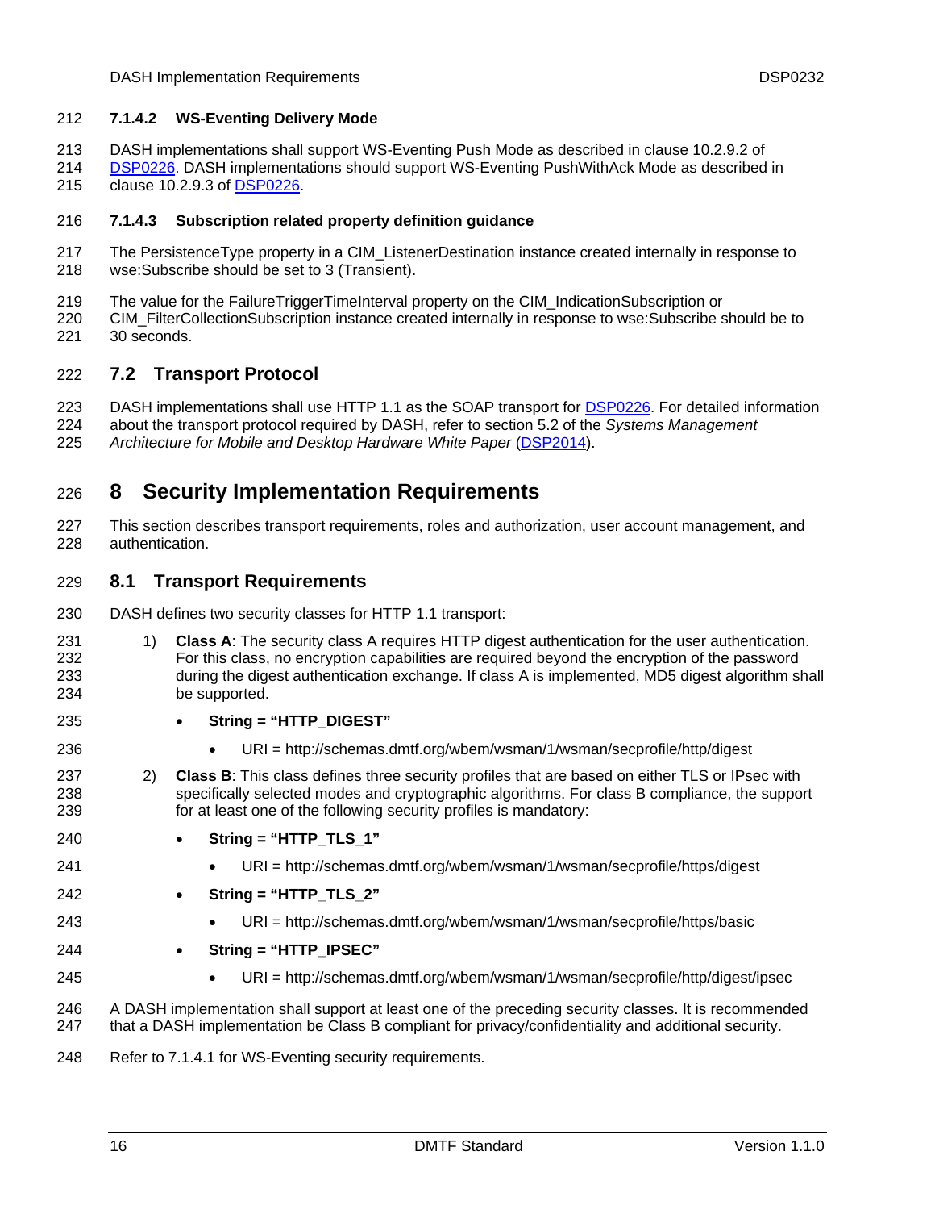#### 7.1.4.2 WS-Eventing Delivery Mode

DASH implementations shall support WS-Eventing Push Mode as described in clause 10.2.9.2 of DSP0226. DASH implementations should support WS-Eventing PushWithAck Mode as described in clause 10.2.9.3 of DSP0226.

#### 7.1.4.3 Subscription related property definition guidance

The PersistenceType property in a CIM_ListenerDestination instance created internally in response to wse:Subscribe should be set to 3 (Transient).

The value for the FailureTriggerTimeInterval property on the CIM_IndicationSubscription or CIM_FilterCollectionSubscription instance created internally in response to wse:Subscribe should be to 30 seconds.

## 7.2 Transport Protocol

DASH implementations shall use HTTP 1.1 as the SOAP transport for DSP0226. For detailed information about the transport protocol required by DASH, refer to section 5.2 of the *Systems Management Architecture for Mobile and Desktop Hardware White Paper* (DSP2014).

# 8 Security Implementation Requirements

This section describes transport requirements, roles and authorization, user account management, and authentication.

## 8.1 Transport Requirements

DASH defines two security classes for HTTP 1.1 transport:

1) **Class A**: The security class A requires HTTP digest authentication for the user authentication. For this class, no encryption capabilities are required beyond the encryption of the password during the digest authentication exchange. If class A is implemented, MD5 digest algorithm shall be supported.
   - **String = "HTTP_DIGEST"**
     - URI = http://schemas.dmtf.org/wbem/wsman/1/wsman/secprofile/http/digest
2) **Class B**: This class defines three security profiles that are based on either TLS or IPsec with specifically selected modes and cryptographic algorithms. For class B compliance, the support for at least one of the following security profiles is mandatory:
   - **String = "HTTP_TLS_1"**
     - URI = http://schemas.dmtf.org/wbem/wsman/1/wsman/secprofile/https/digest
   - **String = "HTTP_TLS_2"**
     - URI = http://schemas.dmtf.org/wbem/wsman/1/wsman/secprofile/https/basic
   - **String = "HTTP_IPSEC"**
     - URI = http://schemas.dmtf.org/wbem/wsman/1/wsman/secprofile/http/digest/ipsec

A DASH implementation shall support at least one of the preceding security classes. It is recommended that a DASH implementation be Class B compliant for privacy/confidentiality and additional security.

Refer to 7.1.4.1 for WS-Eventing security requirements.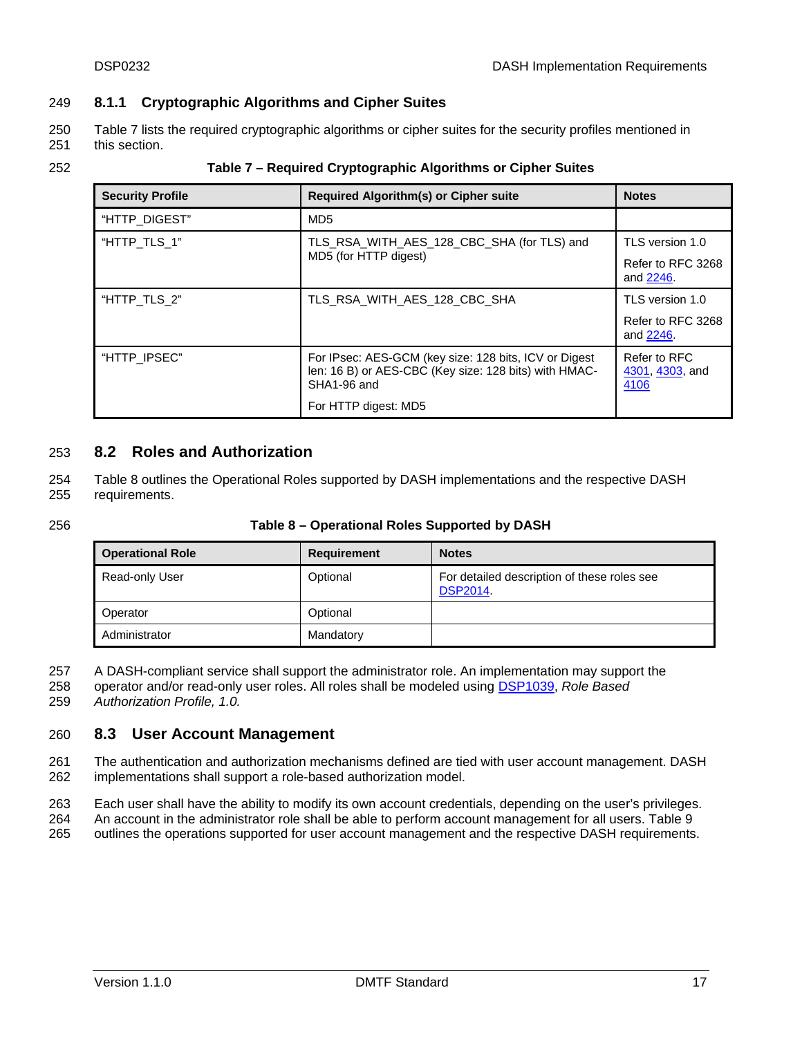### 8.1.1 Cryptographic Algorithms and Cipher Suites

Table 7 lists the required cryptographic algorithms or cipher suites for the security profiles mentioned in this section.

**Table 7 – Required Cryptographic Algorithms or Cipher Suites**

| Security Profile | Required Algorithm(s) or Cipher suite | Notes |
|---|---|---|
| "HTTP_DIGEST" | MD5 | |
| "HTTP_TLS_1" | TLS_RSA_WITH_AES_128_CBC_SHA (for TLS) and MD5 (for HTTP digest) | TLS version 1.0<br><br>Refer to RFC 3268 and 2246. |
| "HTTP_TLS_2" | TLS_RSA_WITH_AES_128_CBC_SHA | TLS version 1.0<br><br>Refer to RFC 3268 and 2246. |
| "HTTP_IPSEC" | For IPsec: AES-GCM (key size: 128 bits, ICV or Digest len: 16 B) or AES-CBC (Key size: 128 bits) with HMAC-SHA1-96 and<br><br>For HTTP digest: MD5 | Refer to RFC 4301, 4303, and 4106 |

## 8.2 Roles and Authorization

Table 8 outlines the Operational Roles supported by DASH implementations and the respective DASH requirements.

**Table 8 – Operational Roles Supported by DASH**

| Operational Role | Requirement | Notes |
|---|---|---|
| Read-only User | Optional | For detailed description of these roles see DSP2014. |
| Operator | Optional | |
| Administrator | Mandatory | |

A DASH-compliant service shall support the administrator role. An implementation may support the operator and/or read-only user roles. All roles shall be modeled using DSP1039, *Role Based Authorization Profile, 1.0.*

## 8.3 User Account Management

The authentication and authorization mechanisms defined are tied with user account management. DASH implementations shall support a role-based authorization model.

Each user shall have the ability to modify its own account credentials, depending on the user's privileges. An account in the administrator role shall be able to perform account management for all users. Table 9 outlines the operations supported for user account management and the respective DASH requirements.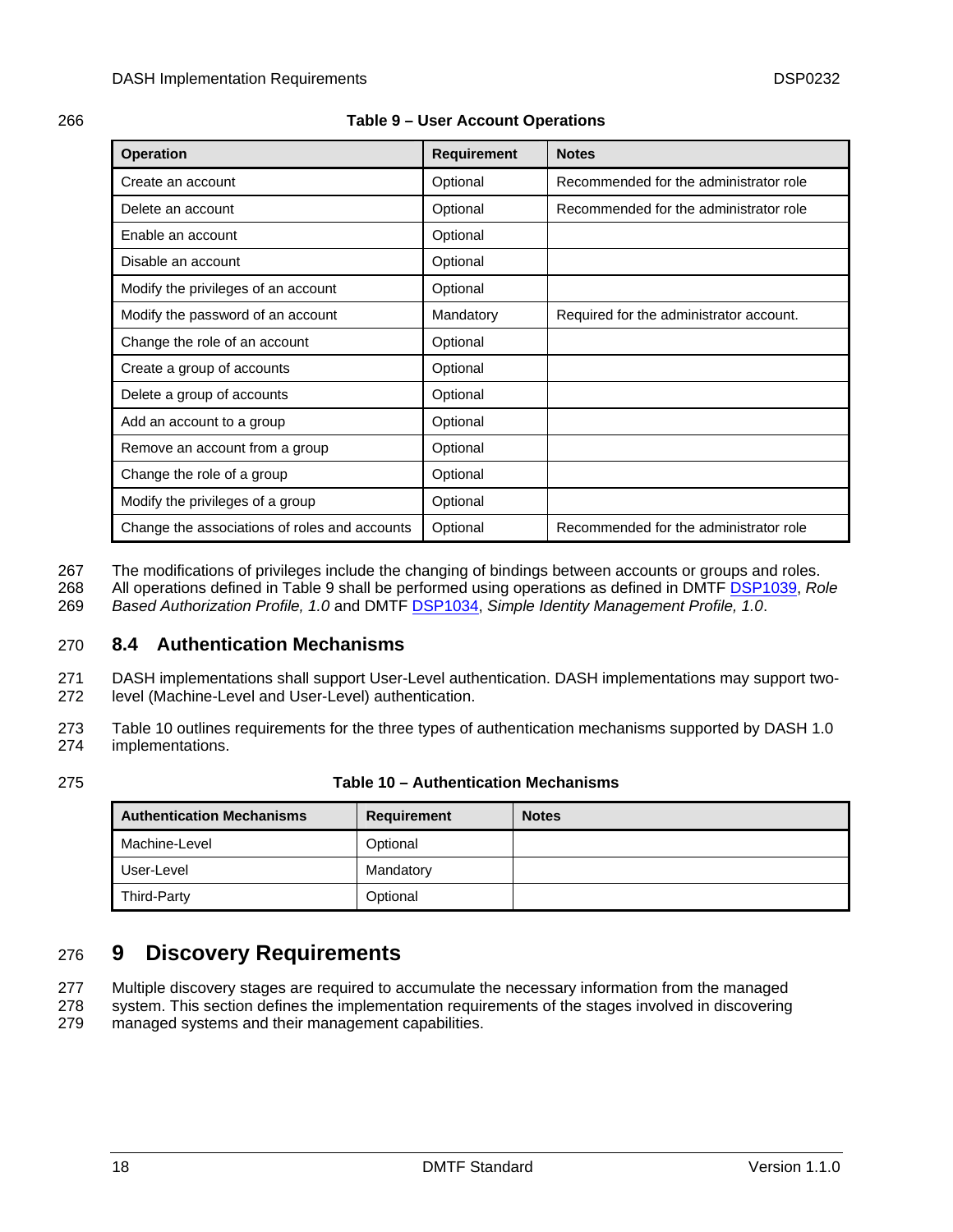**Table 9 – User Account Operations**

| Operation | Requirement | Notes |
|---|---|---|
| Create an account | Optional | Recommended for the administrator role |
| Delete an account | Optional | Recommended for the administrator role |
| Enable an account | Optional | |
| Disable an account | Optional | |
| Modify the privileges of an account | Optional | |
| Modify the password of an account | Mandatory | Required for the administrator account. |
| Change the role of an account | Optional | |
| Create a group of accounts | Optional | |
| Delete a group of accounts | Optional | |
| Add an account to a group | Optional | |
| Remove an account from a group | Optional | |
| Change the role of a group | Optional | |
| Modify the privileges of a group | Optional | |
| Change the associations of roles and accounts | Optional | Recommended for the administrator role |

The modifications of privileges include the changing of bindings between accounts or groups and roles. All operations defined in Table 9 shall be performed using operations as defined in DMTF DSP1039, *Role Based Authorization Profile, 1.0* and DMTF DSP1034, *Simple Identity Management Profile, 1.0*.

## 8.4 Authentication Mechanisms

DASH implementations shall support User-Level authentication. DASH implementations may support two-level (Machine-Level and User-Level) authentication.

Table 10 outlines requirements for the three types of authentication mechanisms supported by DASH 1.0 implementations.

**Table 10 – Authentication Mechanisms**

| Authentication Mechanisms | Requirement | Notes |
|---|---|---|
| Machine-Level | Optional | |
| User-Level | Mandatory | |
| Third-Party | Optional | |

# 9 Discovery Requirements

Multiple discovery stages are required to accumulate the necessary information from the managed system. This section defines the implementation requirements of the stages involved in discovering managed systems and their management capabilities.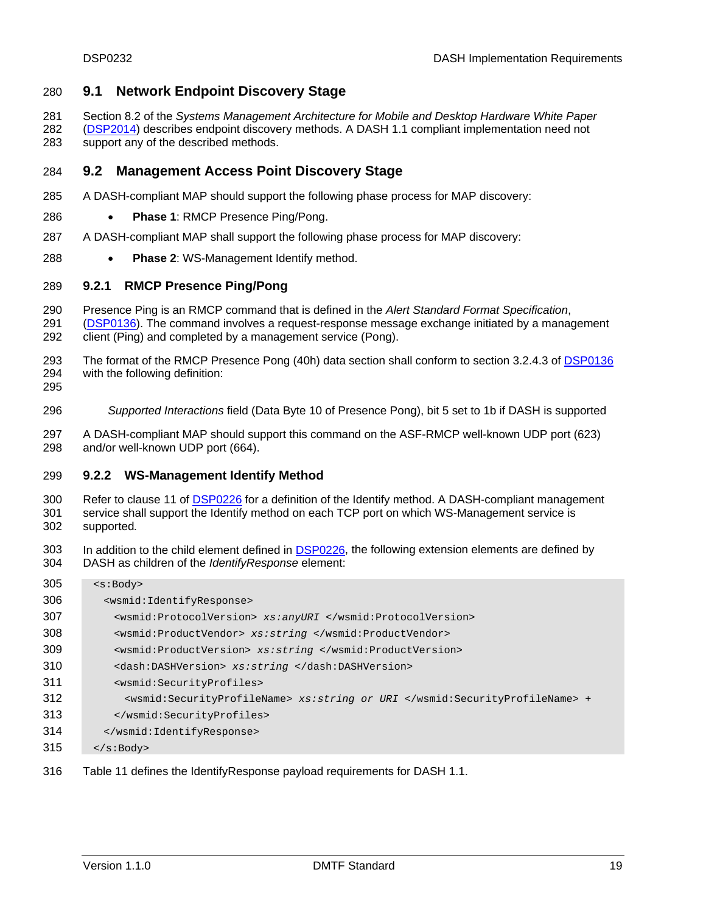## 9.1 Network Endpoint Discovery Stage

Section 8.2 of the *Systems Management Architecture for Mobile and Desktop Hardware White Paper* (DSP2014) describes endpoint discovery methods. A DASH 1.1 compliant implementation need not support any of the described methods.

## 9.2 Management Access Point Discovery Stage

A DASH-compliant MAP should support the following phase process for MAP discovery:

- **Phase 1**: RMCP Presence Ping/Pong.

A DASH-compliant MAP shall support the following phase process for MAP discovery:

- **Phase 2**: WS-Management Identify method.

### 9.2.1 RMCP Presence Ping/Pong

Presence Ping is an RMCP command that is defined in the *Alert Standard Format Specification*, (DSP0136). The command involves a request-response message exchange initiated by a management client (Ping) and completed by a management service (Pong).

The format of the RMCP Presence Pong (40h) data section shall conform to section 3.2.4.3 of DSP0136 with the following definition:

*Supported Interactions* field (Data Byte 10 of Presence Pong), bit 5 set to 1b if DASH is supported

A DASH-compliant MAP should support this command on the ASF-RMCP well-known UDP port (623) and/or well-known UDP port (664).

### 9.2.2 WS-Management Identify Method

Refer to clause 11 of DSP0226 for a definition of the Identify method. A DASH-compliant management service shall support the Identify method on each TCP port on which WS-Management service is supported*.*

In addition to the child element defined in DSP0226, the following extension elements are defined by DASH as children of the *IdentifyResponse* element:

```
<s:Body>
  <wsmid:IdentifyResponse>
    <wsmid:ProtocolVersion> xs:anyURI </wsmid:ProtocolVersion>
    <wsmid:ProductVendor> xs:string </wsmid:ProductVendor>
    <wsmid:ProductVersion> xs:string </wsmid:ProductVersion>
    <dash:DASHVersion> xs:string </dash:DASHVersion>
    <wsmid:SecurityProfiles>
      <wsmid:SecurityProfileName> xs:string or URI </wsmid:SecurityProfileName> +
    </wsmid:SecurityProfiles>
  </wsmid:IdentifyResponse>
</s:Body>
```

Table 11 defines the IdentifyResponse payload requirements for DASH 1.1.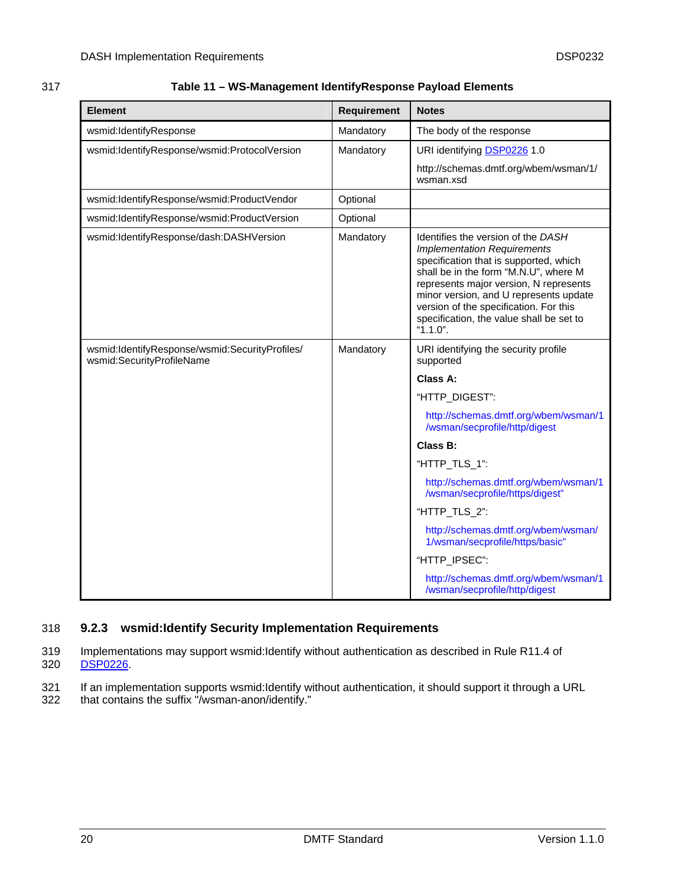**Table 11 – WS-Management IdentifyResponse Payload Elements**

| Element | Requirement | Notes |
|---|---|---|
| wsmid:IdentifyResponse | Mandatory | The body of the response |
| wsmid:IdentifyResponse/wsmid:ProtocolVersion | Mandatory | URI identifying DSP0226 1.0<br><br>http://schemas.dmtf.org/wbem/wsman/1/wsman.xsd |
| wsmid:IdentifyResponse/wsmid:ProductVendor | Optional | |
| wsmid:IdentifyResponse/wsmid:ProductVersion | Optional | |
| wsmid:IdentifyResponse/dash:DASHVersion | Mandatory | Identifies the version of the *DASH Implementation Requirements* specification that is supported, which shall be in the form "M.N.U", where M represents major version, N represents minor version, and U represents update version of the specification. For this specification, the value shall be set to "1.1.0". |
| wsmid:IdentifyResponse/wsmid:SecurityProfiles/wsmid:SecurityProfileName | Mandatory | URI identifying the security profile supported<br><br>**Class A:**<br><br>"HTTP_DIGEST":<br><br>http://schemas.dmtf.org/wbem/wsman/1/wsman/secprofile/http/digest<br><br>**Class B:**<br><br>"HTTP_TLS_1":<br><br>http://schemas.dmtf.org/wbem/wsman/1/wsman/secprofile/https/digest"<br><br>"HTTP_TLS_2":<br><br>http://schemas.dmtf.org/wbem/wsman/1/wsman/secprofile/https/basic"<br><br>"HTTP_IPSEC":<br><br>http://schemas.dmtf.org/wbem/wsman/1/wsman/secprofile/http/digest |

### 9.2.3 wsmid:Identify Security Implementation Requirements

Implementations may support wsmid:Identify without authentication as described in Rule R11.4 of DSP0226.

If an implementation supports wsmid:Identify without authentication, it should support it through a URL that contains the suffix "/wsman-anon/identify."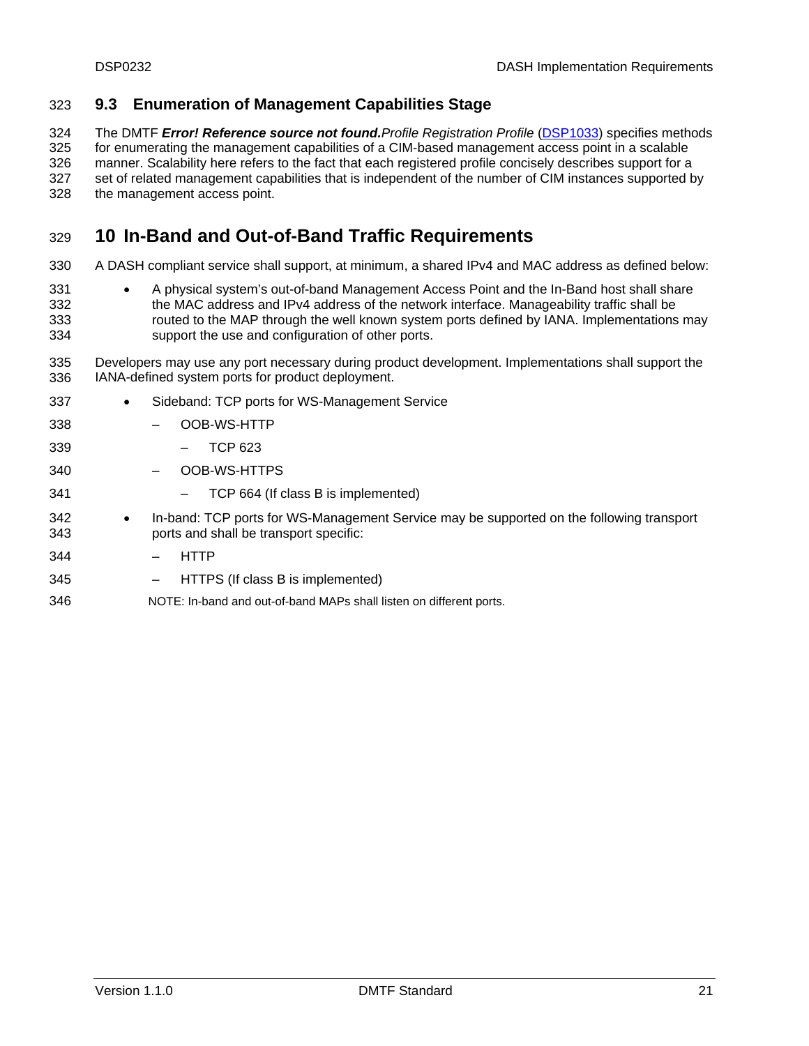### 9.3 Enumeration of Management Capabilities Stage

The DMTF ***Error! Reference source not found.****Profile Registration Profile* (DSP1033) specifies methods for enumerating the management capabilities of a CIM-based management access point in a scalable manner. Scalability here refers to the fact that each registered profile concisely describes support for a set of related management capabilities that is independent of the number of CIM instances supported by the management access point.

## 10 In-Band and Out-of-Band Traffic Requirements

A DASH compliant service shall support, at minimum, a shared IPv4 and MAC address as defined below:

- A physical system's out-of-band Management Access Point and the In-Band host shall share the MAC address and IPv4 address of the network interface. Manageability traffic shall be routed to the MAP through the well known system ports defined by IANA. Implementations may support the use and configuration of other ports.

Developers may use any port necessary during product development. Implementations shall support the IANA-defined system ports for product deployment.

- Sideband: TCP ports for WS-Management Service
  - OOB-WS-HTTP
    - TCP 623
  - OOB-WS-HTTPS
    - TCP 664 (If class B is implemented)
- In-band: TCP ports for WS-Management Service may be supported on the following transport ports and shall be transport specific:
  - HTTP
  - HTTPS (If class B is implemented)

NOTE: In-band and out-of-band MAPs shall listen on different ports.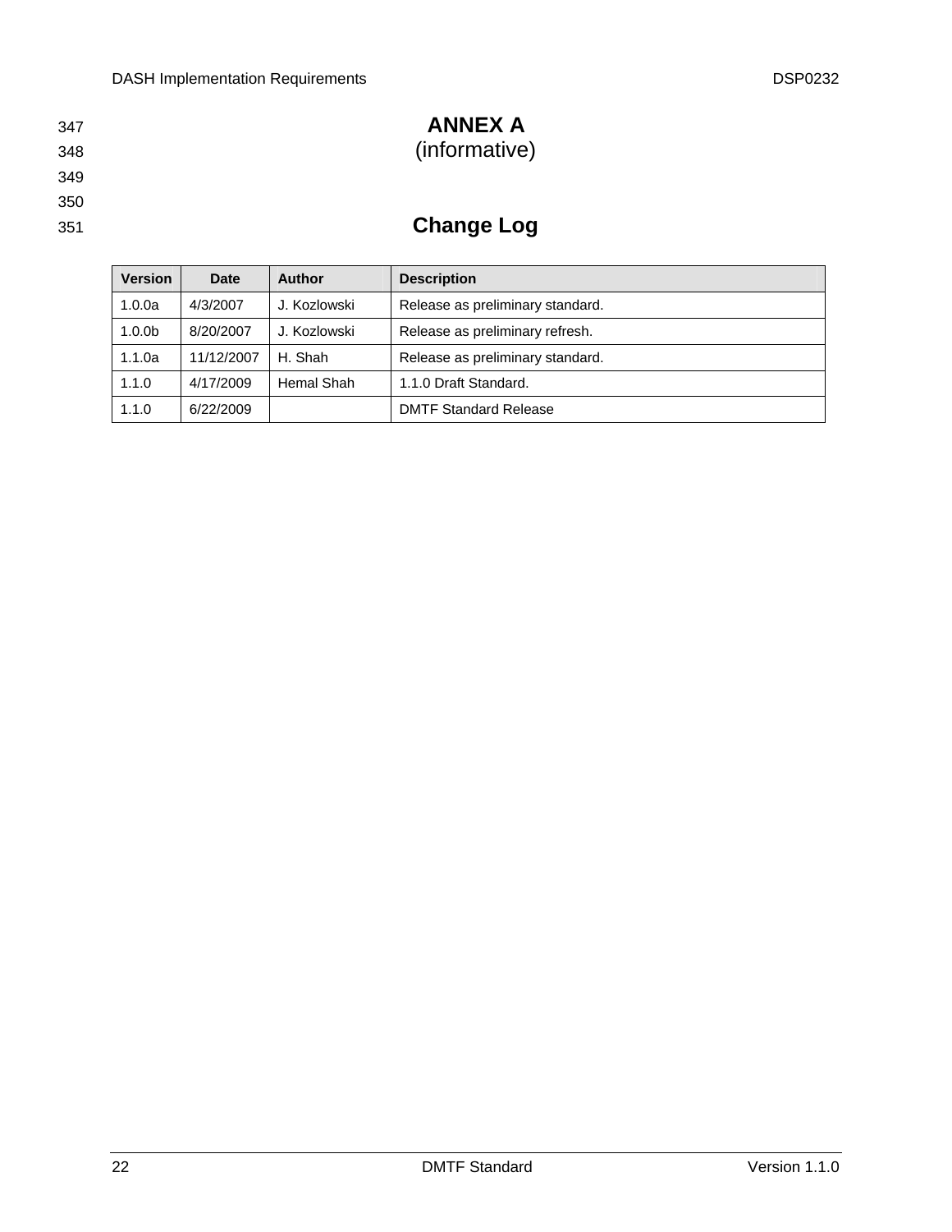# ANNEX A
(informative)

## Change Log

| Version | Date | Author | Description |
| --- | --- | --- | --- |
| 1.0.0a | 4/3/2007 | J. Kozlowski | Release as preliminary standard. |
| 1.0.0b | 8/20/2007 | J. Kozlowski | Release as preliminary refresh. |
| 1.1.0a | 11/12/2007 | H. Shah | Release as preliminary standard. |
| 1.1.0 | 4/17/2009 | Hemal Shah | 1.1.0 Draft Standard. |
| 1.1.0 | 6/22/2009 | | DMTF Standard Release |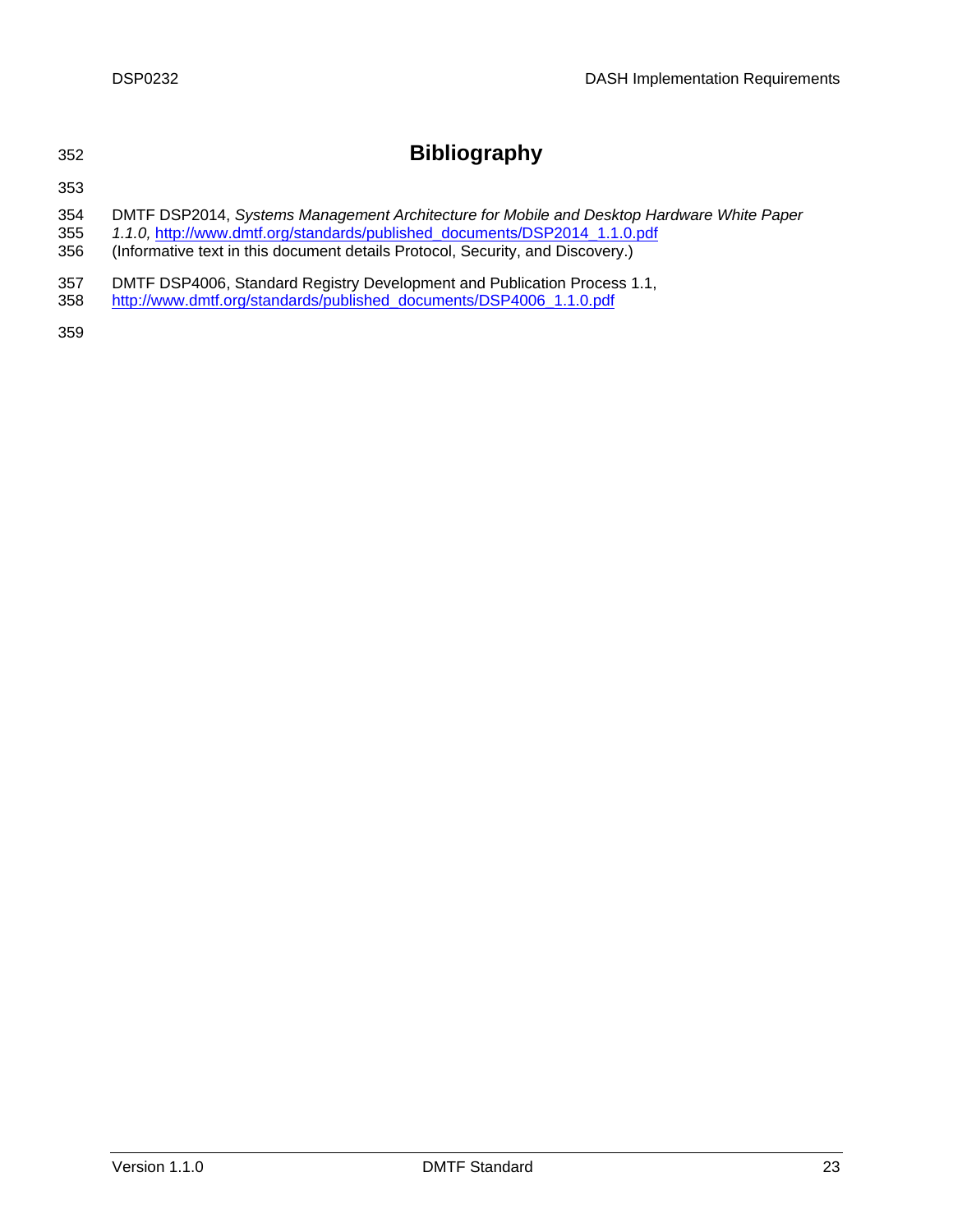# Bibliography

DMTF DSP2014, *Systems Management Architecture for Mobile and Desktop Hardware White Paper 1.1.0,* http://www.dmtf.org/standards/published_documents/DSP2014_1.1.0.pdf
(Informative text in this document details Protocol, Security, and Discovery.)

DMTF DSP4006, Standard Registry Development and Publication Process 1.1,
http://www.dmtf.org/standards/published_documents/DSP4006_1.1.0.pdf